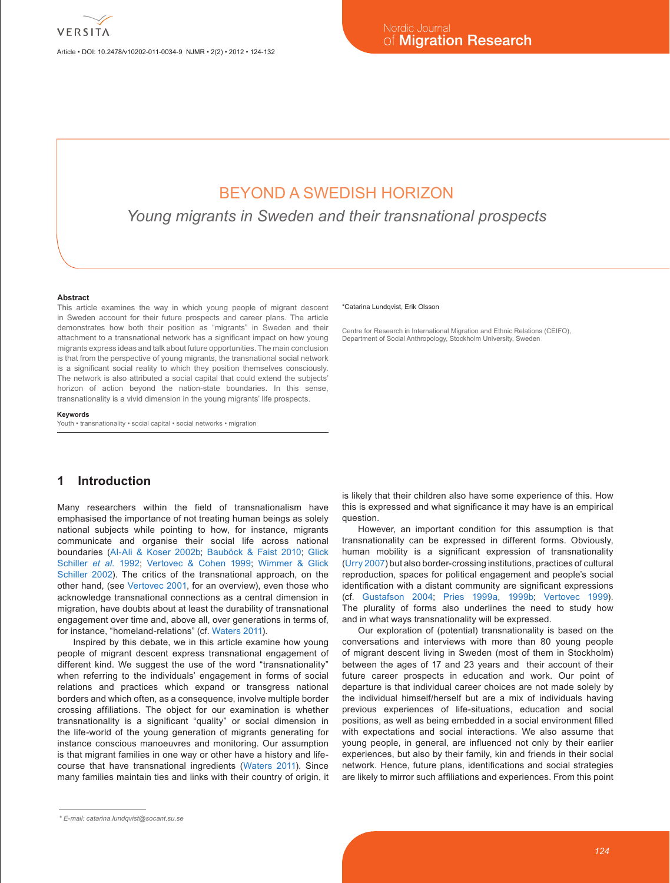# BEYOND A SWEDISH HORIZON

*Young migrants in Sweden and their transnational prospects*

**Abstract**

This article examines the way in which young people of migrant descent in Sweden account for their future prospects and career plans. The article demonstrates how both their position as "migrants" in Sweden and their attachment to a transnational network has a significant impact on how young migrants express ideas and talk about future opportunities. The main conclusion is that from the perspective of young migrants, the transnational social network is a significant social reality to which they position themselves consciously. The network is also attributed a social capital that could extend the subjects' horizon of action beyond the nation-state boundaries. In this sense, transnationality is a vivid dimension in the young migrants' life prospects.

**Keywords**

Youth • transnationality • social capital • social networks • migration

*Catarina Lundqvist, Erik Olsson

Centre for Research in International Migration and Ethnic Relations (CEIFO), Department of Social Anthropology, Stockholm University, Sweden

## 1 Introduction

Many researchers within the field of transnationalism have emphasised the importance of not treating human beings as solely national subjects while pointing to how, for instance, migrants communicate and organise their social life across national boundaries (Al-Ali & Koser 2002b; Bauböck & Faist 2010; Glick Schiller *et al.* 1992; Vertovec & Cohen 1999; Wimmer & Glick Schiller 2002). The critics of the transnational approach, on the other hand, (see Vertovec 2001, for an overview), even those who acknowledge transnational connections as a central dimension in migration, have doubts about at least the durability of transnational engagement over time and, above all, over generations in terms of, for instance, "homeland-relations" (cf. Waters 2011).

Inspired by this debate, we in this article examine how young people of migrant descent express transnational engagement of different kind. We suggest the use of the word "transnationality" when referring to the individuals' engagement in forms of social relations and practices which expand or transgress national borders and which often, as a consequence, involve multiple border crossing affiliations. The object for our examination is whether transnationality is a significant "quality" or social dimension in the life-world of the young generation of migrants generating for instance conscious manoeuvres and monitoring. Our assumption is that migrant families in one way or other have a history and life-course that have transnational ingredients (Waters 2011). Since many families maintain ties and links with their country of origin, it is likely that their children also have some experience of this. How this is expressed and what significance it may have is an empirical question.

However, an important condition for this assumption is that transnationality can be expressed in different forms. Obviously, human mobility is a significant expression of transnationality (Urry 2007) but also border-crossing institutions, practices of cultural reproduction, spaces for political engagement and people's social identification with a distant community are significant expressions (cf. Gustafson 2004; Pries 1999a, 1999b; Vertovec 1999). The plurality of forms also underlines the need to study how and in what ways transnationality will be expressed.

Our exploration of (potential) transnationality is based on the conversations and interviews with more than 80 young people of migrant descent living in Sweden (most of them in Stockholm) between the ages of 17 and 23 years and their account of their future career prospects in education and work. Our point of departure is that individual career choices are not made solely by the individual himself/herself but are a mix of individuals having previous experiences of life-situations, education and social positions, as well as being embedded in a social environment filled with expectations and social interactions. We also assume that young people, in general, are influenced not only by their earlier experiences, but also by their family, kin and friends in their social network. Hence, future plans, identifications and social strategies are likely to mirror such affiliations and experiences. From this point

* *E-mail: catarina.lundqvist@socant.su.se*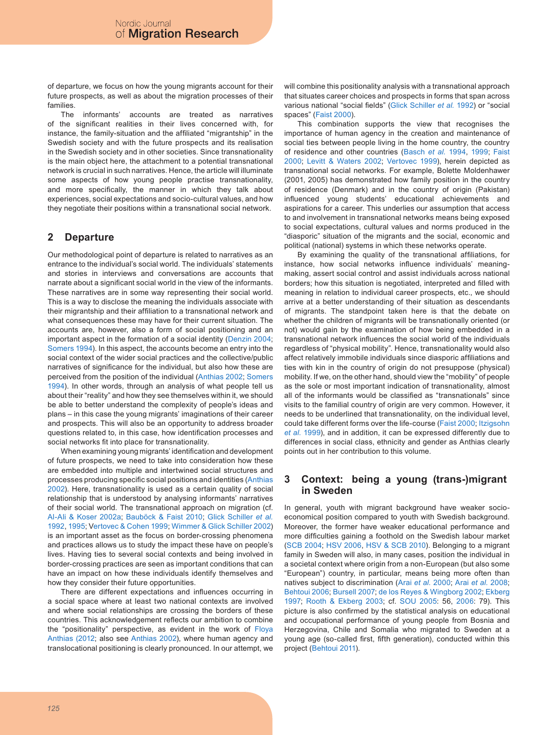of departure, we focus on how the young migrants account for their future prospects, as well as about the migration processes of their families.

The informants' accounts are treated as narratives of the significant realities in their lives concerned with, for instance, the family-situation and the affiliated "migrantship" in the Swedish society and with the future prospects and its realisation in the Swedish society and in other societies. Since transnationality is the main object here, the attachment to a potential transnational network is crucial in such narratives. Hence, the article will illuminate some aspects of how young people practise transnationality, and more specifically, the manner in which they talk about experiences, social expectations and socio-cultural values, and how they negotiate their positions within a transnational social network.

## 2 Departure

Our methodological point of departure is related to narratives as an entrance to the individual's social world. The individuals' statements and stories in interviews and conversations are accounts that narrate about a significant social world in the view of the informants. These narratives are in some way representing their social world. This is a way to disclose the meaning the individuals associate with their migrantship and their affiliation to a transnational network and what consequences these may have for their current situation. The accounts are, however, also a form of social positioning and an important aspect in the formation of a social identity (Denzin 2004; Somers 1994). In this aspect, the accounts become an entry into the social context of the wider social practices and the collective/public narratives of significance for the individual, but also how these are perceived from the position of the individual (Anthias 2002; Somers 1994). In other words, through an analysis of what people tell us about their "reality" and how they see themselves within it, we should be able to better understand the complexity of people's ideas and plans – in this case the young migrants' imaginations of their career and prospects. This will also be an opportunity to address broader questions related to, in this case, how identification processes and social networks fit into place for transnationality.

When examining young migrants' identification and development of future prospects, we need to take into consideration how these are embedded into multiple and intertwined social structures and processes producing specific social positions and identities (Anthias 2002). Here, transnationality is used as a certain quality of social relationship that is understood by analysing informants' narratives of their social world. The transnational approach on migration (cf. Al-Ali & Koser 2002a; Bauböck & Faist 2010; Glick Schiller *et al.* 1992, 1995; Vertovec & Cohen 1999; Wimmer & Glick Schiller 2002) is an important asset as the focus on border-crossing phenomena and practices allows us to study the impact these have on people's lives. Having ties to several social contexts and being involved in border-crossing practices are seen as important conditions that can have an impact on how these individuals identify themselves and how they consider their future opportunities.

There are different expectations and influences occurring in a social space where at least two national contexts are involved and where social relationships are crossing the borders of these countries. This acknowledgement reflects our ambition to combine the "positionality" perspective, as evident in the work of Floya Anthias (2012; also see Anthias 2002), where human agency and translocational positioning is clearly pronounced. In our attempt, we will combine this positionality analysis with a transnational approach that situates career choices and prospects in forms that span across various national "social fields" (Glick Schiller *et al.* 1992) or "social spaces" (Faist 2000).

This combination supports the view that recognises the importance of human agency in the creation and maintenance of social ties between people living in the home country, the country of residence and other countries (Basch *et al.* 1994, 1999; Faist 2000; Levitt & Waters 2002; Vertovec 1999), herein depicted as transnational social networks. For example, Bolette Moldenhawer (2001, 2005) has demonstrated how family position in the country of residence (Denmark) and in the country of origin (Pakistan) influenced young students' educational achievements and aspirations for a career. This underlies our assumption that access to and involvement in transnational networks means being exposed to social expectations, cultural values and norms produced in the "diasporic" situation of the migrants and the social, economic and political (national) systems in which these networks operate.

By examining the quality of the transnational affiliations, for instance, how social networks influence individuals' meaning-making, assert social control and assist individuals across national borders; how this situation is negotiated, interpreted and filled with meaning in relation to individual career prospects, etc., we should arrive at a better understanding of their situation as descendants of migrants. The standpoint taken here is that the debate on whether the children of migrants will be transnationally oriented (or not) would gain by the examination of how being embedded in a transnational network influences the social world of the individuals regardless of "physical mobility". Hence, transnationality would also affect relatively immobile individuals since diasporic affiliations and ties with kin in the country of origin do not presuppose (physical) mobility. If we, on the other hand, should view the "mobility" of people as the sole or most important indication of transnationality, almost all of the informants would be classified as "transnationals" since visits to the familial country of origin are very common. However, it needs to be underlined that transnationality, on the individual level, could take different forms over the life-course (Faist 2000; Itzigsohn *et al.* 1999), and in addition, it can be expressed differently due to differences in social class, ethnicity and gender as Anthias clearly points out in her contribution to this volume.

## 3 Context: being a young (trans-)migrant in Sweden

In general, youth with migrant background have weaker socio-economical position compared to youth with Swedish background. Moreover, the former have weaker educational performance and more difficulties gaining a foothold on the Swedish labour market (SCB 2004; HSV 2006, HSV & SCB 2010). Belonging to a migrant family in Sweden will also, in many cases, position the individual in a societal context where origin from a non-European (but also some "European") country, in particular, means being more often than natives subject to discrimination (Arai *et al.* 2000; Arai *et al.* 2008; Behtoui 2006; Bursell 2007; de los Reyes & Wingborg 2002; Ekberg 1997; Rooth & Ekberg 2003; cf. SOU 2005: 56, 2006: 79). This picture is also confirmed by the statistical analysis on educational and occupational performance of young people from Bosnia and Herzegovina, Chile and Somalia who migrated to Sweden at a young age (so-called first, fifth generation), conducted within this project (Behtoui 2011).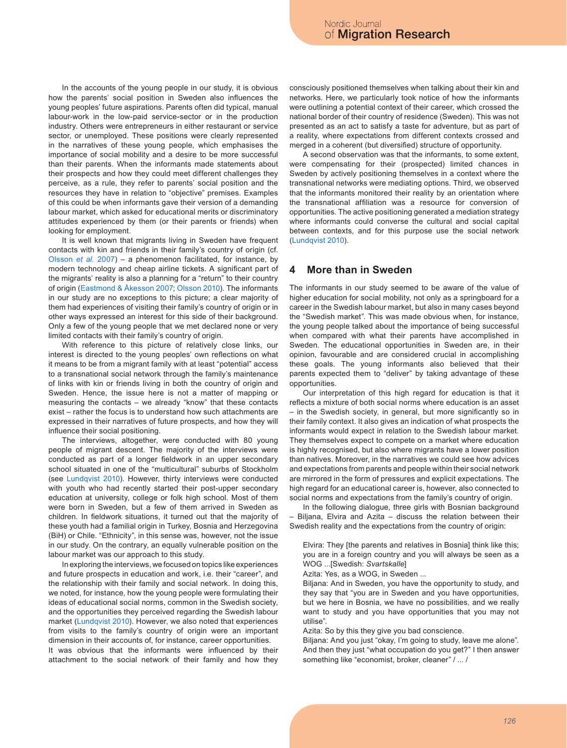In the accounts of the young people in our study, it is obvious how the parents' social position in Sweden also influences the young peoples' future aspirations. Parents often did typical, manual labour-work in the low-paid service-sector or in the production industry. Others were entrepreneurs in either restaurant or service sector, or unemployed. These positions were clearly represented in the narratives of these young people, which emphasises the importance of social mobility and a desire to be more successful than their parents. When the informants made statements about their prospects and how they could meet different challenges they perceive, as a rule, they refer to parents' social position and the resources they have in relation to "objective" premises. Examples of this could be when informants gave their version of a demanding labour market, which asked for educational merits or discriminatory attitudes experienced by them (or their parents or friends) when looking for employment.

It is well known that migrants living in Sweden have frequent contacts with kin and friends in their family's country of origin (cf. Olsson *et al.* 2007) – a phenomenon facilitated, for instance, by modern technology and cheap airline tickets. A significant part of the migrants' reality is also a planning for a "return" to their country of origin (Eastmond & Åkesson 2007; Olsson 2010). The informants in our study are no exceptions to this picture; a clear majority of them had experiences of visiting their family's country of origin or in other ways expressed an interest for this side of their background. Only a few of the young people that we met declared none or very limited contacts with their family's country of origin.

With reference to this picture of relatively close links, our interest is directed to the young peoples' own reflections on what it means to be from a migrant family with at least "potential" access to a transnational social network through the family's maintenance of links with kin or friends living in both the country of origin and Sweden. Hence, the issue here is not a matter of mapping or measuring the contacts – we already "know" that these contacts exist – rather the focus is to understand how such attachments are expressed in their narratives of future prospects, and how they will influence their social positioning.

The interviews, altogether, were conducted with 80 young people of migrant descent. The majority of the interviews were conducted as part of a longer fieldwork in an upper secondary school situated in one of the "multicultural" suburbs of Stockholm (see Lundqvist 2010). However, thirty interviews were conducted with youth who had recently started their post-upper secondary education at university, college or folk high school. Most of them were born in Sweden, but a few of them arrived in Sweden as children. In fieldwork situations, it turned out that the majority of these youth had a familial origin in Turkey, Bosnia and Herzegovina (BiH) or Chile. "Ethnicity", in this sense was, however, not the issue in our study. On the contrary, an equally vulnerable position on the labour market was our approach to this study.

In exploring the interviews, we focused on topics like experiences and future prospects in education and work, i.e. their "career", and the relationship with their family and social network. In doing this, we noted, for instance, how the young people were formulating their ideas of educational social norms, common in the Swedish society, and the opportunities they perceived regarding the Swedish labour market (Lundqvist 2010). However, we also noted that experiences from visits to the family's country of origin were an important dimension in their accounts of, for instance, career opportunities.

It was obvious that the informants were influenced by their attachment to the social network of their family and how they consciously positioned themselves when talking about their kin and networks. Here, we particularly took notice of how the informants were outlining a potential context of their career, which crossed the national border of their country of residence (Sweden). This was not presented as an act to satisfy a taste for adventure, but as part of a reality, where expectations from different contexts crossed and merged in a coherent (but diversified) structure of opportunity.

A second observation was that the informants, to some extent, were compensating for their (prospected) limited chances in Sweden by actively positioning themselves in a context where the transnational networks were mediating options. Third, we observed that the informants monitored their reality by an orientation where the transnational affiliation was a resource for conversion of opportunities. The active positioning generated a mediation strategy where informants could converse the cultural and social capital between contexts, and for this purpose use the social network (Lundqvist 2010).

## 4 More than in Sweden

The informants in our study seemed to be aware of the value of higher education for social mobility, not only as a springboard for a career in the Swedish labour market, but also in many cases beyond the "Swedish market". This was made obvious when, for instance, the young people talked about the importance of being successful when compared with what their parents have accomplished in Sweden. The educational opportunities in Sweden are, in their opinion, favourable and are considered crucial in accomplishing these goals. The young informants also believed that their parents expected them to "deliver" by taking advantage of these opportunities.

Our interpretation of this high regard for education is that it reflects a mixture of both social norms where education is an asset – in the Swedish society, in general, but more significantly so in their family context. It also gives an indication of what prospects the informants would expect in relation to the Swedish labour market. They themselves expect to compete on a market where education is highly recognised, but also where migrants have a lower position than natives. Moreover, in the narratives we could see how advices and expectations from parents and people within their social network are mirrored in the form of pressures and explicit expectations. The high regard for an educational career is, however, also connected to social norms and expectations from the family's country of origin.

In the following dialogue, three girls with Bosnian background – Biljana, Elvira and Azita – discuss the relation between their Swedish reality and the expectations from the country of origin:

> Elvira: They [the parents and relatives in Bosnia] think like this; you are in a foreign country and you will always be seen as a WOG ...[Swedish: *Svartskalle*]
>
> Azita: Yes, as a WOG, in Sweden ...
>
> Biljana: And in Sweden, you have the opportunity to study, and they say that "you are in Sweden and you have opportunities, but we here in Bosnia, we have no possibilities, and we really want to study and you have opportunities that you may not utilise".
>
> Azita: So by this they give you bad conscience.
>
> Biljana: And you just "okay, I'm going to study, leave me alone". And then they just "what occupation do you get?" I then answer something like "economist, broker, cleaner" / ... /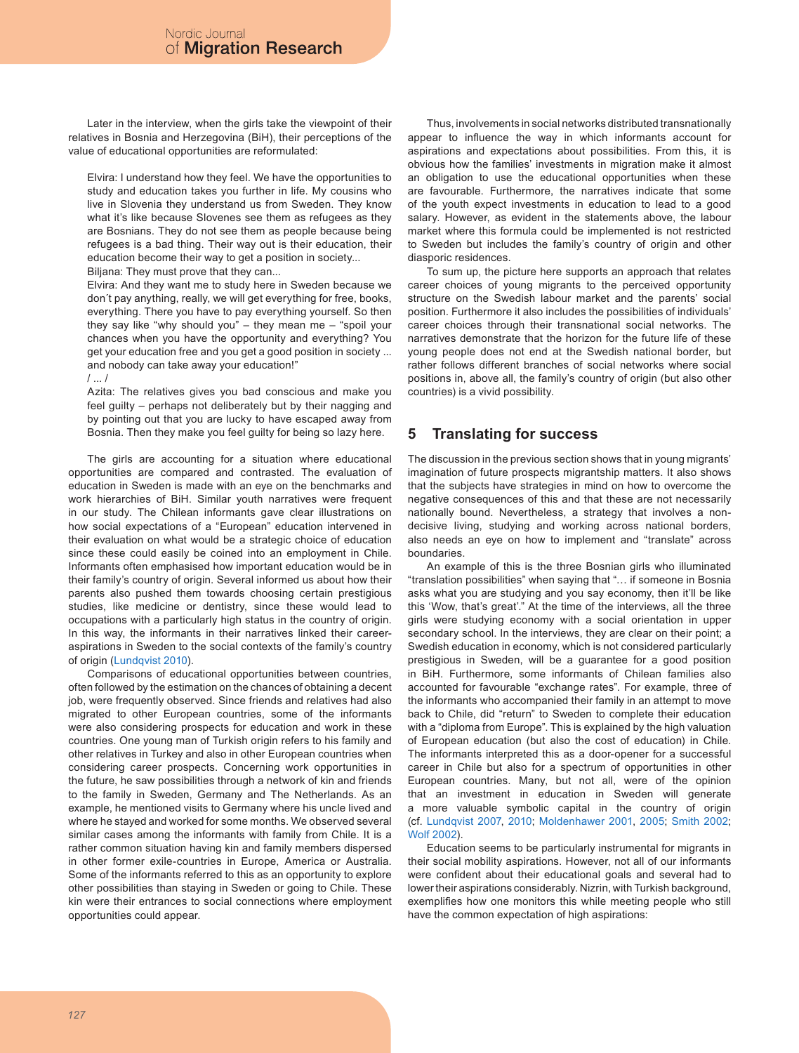Later in the interview, when the girls take the viewpoint of their relatives in Bosnia and Herzegovina (BiH), their perceptions of the value of educational opportunities are reformulated:

> Elvira: I understand how they feel. We have the opportunities to study and education takes you further in life. My cousins who live in Slovenia they understand us from Sweden. They know what it's like because Slovenes see them as refugees as they are Bosnians. They do not see them as people because being refugees is a bad thing. Their way out is their education, their education become their way to get a position in society...
>
> Biljana: They must prove that they can...
>
> Elvira: And they want me to study here in Sweden because we don´t pay anything, really, we will get everything for free, books, everything. There you have to pay everything yourself. So then they say like "why should you" – they mean me – "spoil your chances when you have the opportunity and everything? You get your education free and you get a good position in society ... and nobody can take away your education!"
>
> / ... /
>
> Azita: The relatives gives you bad conscious and make you feel guilty – perhaps not deliberately but by their nagging and by pointing out that you are lucky to have escaped away from Bosnia. Then they make you feel guilty for being so lazy here.

The girls are accounting for a situation where educational opportunities are compared and contrasted. The evaluation of education in Sweden is made with an eye on the benchmarks and work hierarchies of BiH. Similar youth narratives were frequent in our study. The Chilean informants gave clear illustrations on how social expectations of a "European" education intervened in their evaluation on what would be a strategic choice of education since these could easily be coined into an employment in Chile. Informants often emphasised how important education would be in their family's country of origin. Several informed us about how their parents also pushed them towards choosing certain prestigious studies, like medicine or dentistry, since these would lead to occupations with a particularly high status in the country of origin. In this way, the informants in their narratives linked their career-aspirations in Sweden to the social contexts of the family's country of origin (Lundqvist 2010).

Comparisons of educational opportunities between countries, often followed by the estimation on the chances of obtaining a decent job, were frequently observed. Since friends and relatives had also migrated to other European countries, some of the informants were also considering prospects for education and work in these countries. One young man of Turkish origin refers to his family and other relatives in Turkey and also in other European countries when considering career prospects. Concerning work opportunities in the future, he saw possibilities through a network of kin and friends to the family in Sweden, Germany and The Netherlands. As an example, he mentioned visits to Germany where his uncle lived and where he stayed and worked for some months. We observed several similar cases among the informants with family from Chile. It is a rather common situation having kin and family members dispersed in other former exile-countries in Europe, America or Australia. Some of the informants referred to this as an opportunity to explore other possibilities than staying in Sweden or going to Chile. These kin were their entrances to social connections where employment opportunities could appear.

Thus, involvements in social networks distributed transnationally appear to influence the way in which informants account for aspirations and expectations about possibilities. From this, it is obvious how the families' investments in migration make it almost an obligation to use the educational opportunities when these are favourable. Furthermore, the narratives indicate that some of the youth expect investments in education to lead to a good salary. However, as evident in the statements above, the labour market where this formula could be implemented is not restricted to Sweden but includes the family's country of origin and other diasporic residences.

To sum up, the picture here supports an approach that relates career choices of young migrants to the perceived opportunity structure on the Swedish labour market and the parents' social position. Furthermore it also includes the possibilities of individuals' career choices through their transnational social networks. The narratives demonstrate that the horizon for the future life of these young people does not end at the Swedish national border, but rather follows different branches of social networks where social positions in, above all, the family's country of origin (but also other countries) is a vivid possibility.

## 5 Translating for success

The discussion in the previous section shows that in young migrants' imagination of future prospects migrantship matters. It also shows that the subjects have strategies in mind on how to overcome the negative consequences of this and that these are not necessarily nationally bound. Nevertheless, a strategy that involves a non-decisive living, studying and working across national borders, also needs an eye on how to implement and "translate" across boundaries.

An example of this is the three Bosnian girls who illuminated "translation possibilities" when saying that "… if someone in Bosnia asks what you are studying and you say economy, then it'll be like this 'Wow, that's great'." At the time of the interviews, all the three girls were studying economy with a social orientation in upper secondary school. In the interviews, they are clear on their point; a Swedish education in economy, which is not considered particularly prestigious in Sweden, will be a guarantee for a good position in BiH. Furthermore, some informants of Chilean families also accounted for favourable "exchange rates". For example, three of the informants who accompanied their family in an attempt to move back to Chile, did "return" to Sweden to complete their education with a "diploma from Europe". This is explained by the high valuation of European education (but also the cost of education) in Chile. The informants interpreted this as a door-opener for a successful career in Chile but also for a spectrum of opportunities in other European countries. Many, but not all, were of the opinion that an investment in education in Sweden will generate a more valuable symbolic capital in the country of origin (cf. Lundqvist 2007, 2010; Moldenhawer 2001, 2005; Smith 2002; Wolf 2002).

Education seems to be particularly instrumental for migrants in their social mobility aspirations. However, not all of our informants were confident about their educational goals and several had to lower their aspirations considerably. Nizrin, with Turkish background, exemplifies how one monitors this while meeting people who still have the common expectation of high aspirations: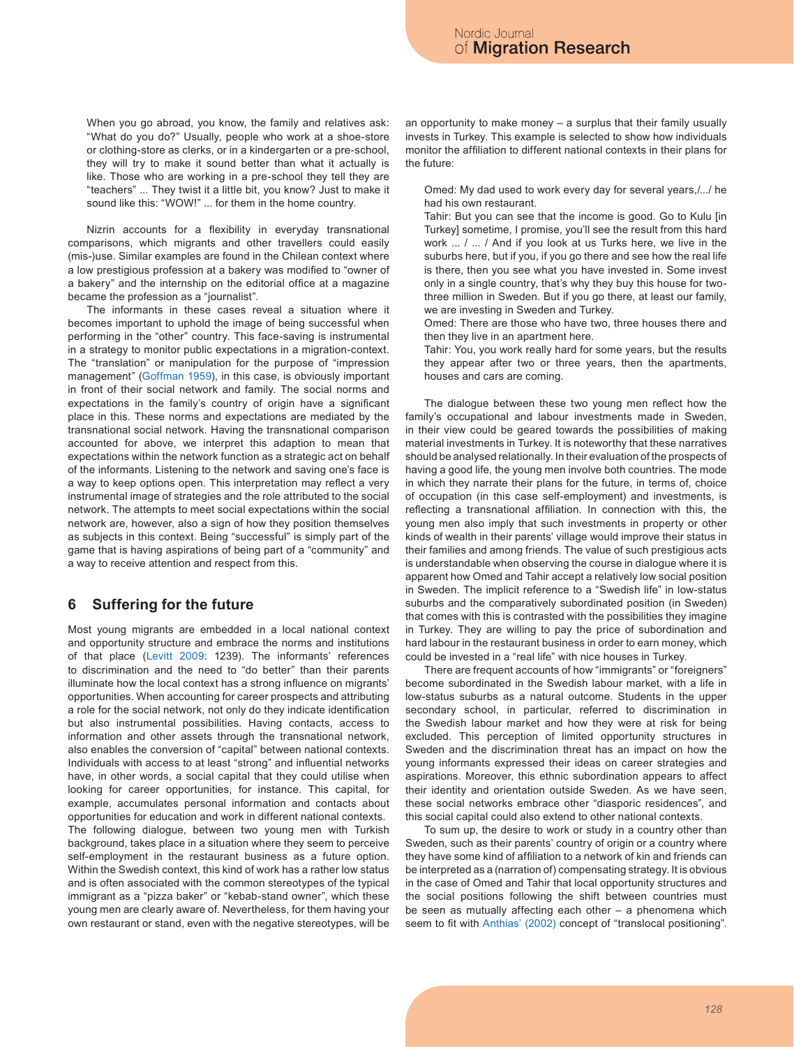> When you go abroad, you know, the family and relatives ask: "What do you do?" Usually, people who work at a shoe-store or clothing-store as clerks, or in a kindergarten or a pre-school, they will try to make it sound better than what it actually is like. Those who are working in a pre-school they tell they are "teachers" ... They twist it a little bit, you know? Just to make it sound like this: "WOW!" ... for them in the home country.

Nizrin accounts for a flexibility in everyday transnational comparisons, which migrants and other travellers could easily (mis-)use. Similar examples are found in the Chilean context where a low prestigious profession at a bakery was modified to "owner of a bakery" and the internship on the editorial office at a magazine became the profession as a "journalist".

The informants in these cases reveal a situation where it becomes important to uphold the image of being successful when performing in the "other" country. This face-saving is instrumental in a strategy to monitor public expectations in a migration-context. The "translation" or manipulation for the purpose of "impression management" (Goffman 1959), in this case, is obviously important in front of their social network and family. The social norms and expectations in the family's country of origin have a significant place in this. These norms and expectations are mediated by the transnational social network. Having the transnational comparison accounted for above, we interpret this adaption to mean that expectations within the network function as a strategic act on behalf of the informants. Listening to the network and saving one's face is a way to keep options open. This interpretation may reflect a very instrumental image of strategies and the role attributed to the social network. The attempts to meet social expectations within the social network are, however, also a sign of how they position themselves as subjects in this context. Being "successful" is simply part of the game that is having aspirations of being part of a "community" and a way to receive attention and respect from this.

## 6 Suffering for the future

Most young migrants are embedded in a local national context and opportunity structure and embrace the norms and institutions of that place (Levitt 2009: 1239). The informants' references to discrimination and the need to "do better" than their parents illuminate how the local context has a strong influence on migrants' opportunities. When accounting for career prospects and attributing a role for the social network, not only do they indicate identification but also instrumental possibilities. Having contacts, access to information and other assets through the transnational network, also enables the conversion of "capital" between national contexts. Individuals with access to at least "strong" and influential networks have, in other words, a social capital that they could utilise when looking for career opportunities, for instance. This capital, for example, accumulates personal information and contacts about opportunities for education and work in different national contexts.

The following dialogue, between two young men with Turkish background, takes place in a situation where they seem to perceive self-employment in the restaurant business as a future option. Within the Swedish context, this kind of work has a rather low status and is often associated with the common stereotypes of the typical immigrant as a "pizza baker" or "kebab-stand owner", which these young men are clearly aware of. Nevertheless, for them having your own restaurant or stand, even with the negative stereotypes, will be an opportunity to make money – a surplus that their family usually invests in Turkey. This example is selected to show how individuals monitor the affiliation to different national contexts in their plans for the future:

> Omed: My dad used to work every day for several years,/.../ he had his own restaurant.
>
> Tahir: But you can see that the income is good. Go to Kulu [in Turkey] sometime, I promise, you'll see the result from this hard work ... / ... / And if you look at us Turks here, we live in the suburbs here, but if you, if you go there and see how the real life is there, then you see what you have invested in. Some invest only in a single country, that's why they buy this house for two-three million in Sweden. But if you go there, at least our family, we are investing in Sweden and Turkey.
>
> Omed: There are those who have two, three houses there and then they live in an apartment here.
>
> Tahir: You, you work really hard for some years, but the results they appear after two or three years, then the apartments, houses and cars are coming.

The dialogue between these two young men reflect how the family's occupational and labour investments made in Sweden, in their view could be geared towards the possibilities of making material investments in Turkey. It is noteworthy that these narratives should be analysed relationally. In their evaluation of the prospects of having a good life, the young men involve both countries. The mode in which they narrate their plans for the future, in terms of, choice of occupation (in this case self-employment) and investments, is reflecting a transnational affiliation. In connection with this, the young men also imply that such investments in property or other kinds of wealth in their parents' village would improve their status in their families and among friends. The value of such prestigious acts is understandable when observing the course in dialogue where it is apparent how Omed and Tahir accept a relatively low social position in Sweden. The implicit reference to a "Swedish life" in low-status suburbs and the comparatively subordinated position (in Sweden) that comes with this is contrasted with the possibilities they imagine in Turkey. They are willing to pay the price of subordination and hard labour in the restaurant business in order to earn money, which could be invested in a "real life" with nice houses in Turkey.

There are frequent accounts of how "immigrants" or "foreigners" become subordinated in the Swedish labour market, with a life in low-status suburbs as a natural outcome. Students in the upper secondary school, in particular, referred to discrimination in the Swedish labour market and how they were at risk for being excluded. This perception of limited opportunity structures in Sweden and the discrimination threat has an impact on how the young informants expressed their ideas on career strategies and aspirations. Moreover, this ethnic subordination appears to affect their identity and orientation outside Sweden. As we have seen, these social networks embrace other "diasporic residences", and this social capital could also extend to other national contexts.

To sum up, the desire to work or study in a country other than Sweden, such as their parents' country of origin or a country where they have some kind of affiliation to a network of kin and friends can be interpreted as a (narration of) compensating strategy. It is obvious in the case of Omed and Tahir that local opportunity structures and the social positions following the shift between countries must be seen as mutually affecting each other – a phenomena which seem to fit with Anthias' (2002) concept of "translocal positioning".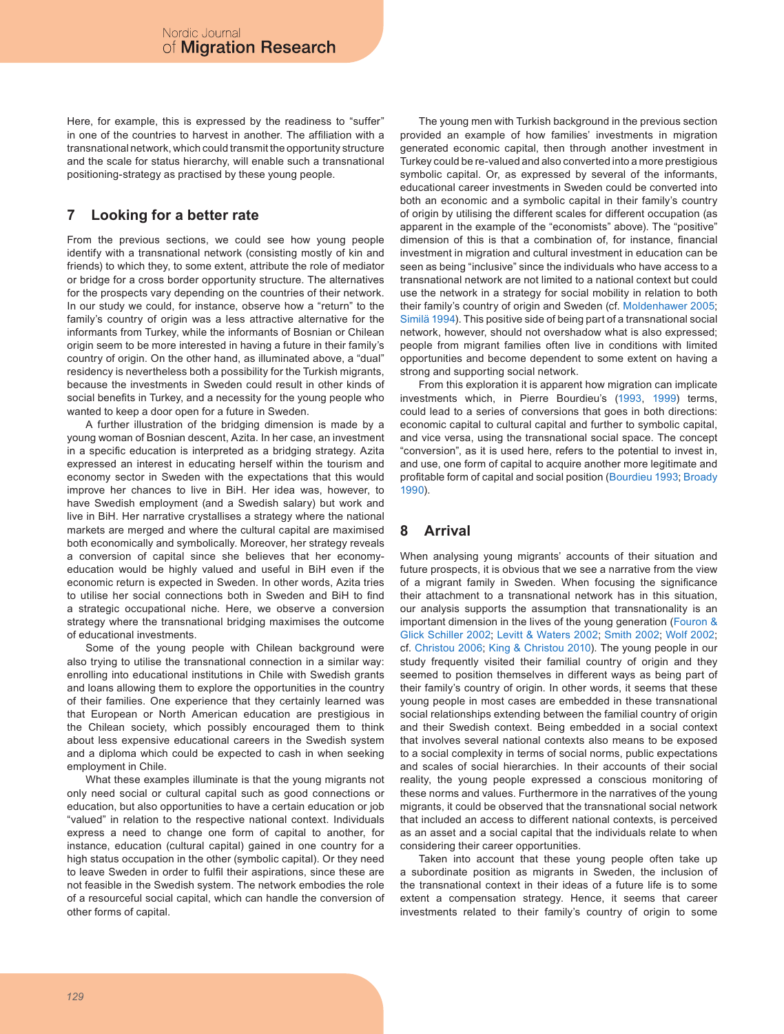Here, for example, this is expressed by the readiness to "suffer" in one of the countries to harvest in another. The affiliation with a transnational network, which could transmit the opportunity structure and the scale for status hierarchy, will enable such a transnational positioning-strategy as practised by these young people.

## 7 Looking for a better rate

From the previous sections, we could see how young people identify with a transnational network (consisting mostly of kin and friends) to which they, to some extent, attribute the role of mediator or bridge for a cross border opportunity structure. The alternatives for the prospects vary depending on the countries of their network. In our study we could, for instance, observe how a "return" to the family's country of origin was a less attractive alternative for the informants from Turkey, while the informants of Bosnian or Chilean origin seem to be more interested in having a future in their family's country of origin. On the other hand, as illuminated above, a "dual" residency is nevertheless both a possibility for the Turkish migrants, because the investments in Sweden could result in other kinds of social benefits in Turkey, and a necessity for the young people who wanted to keep a door open for a future in Sweden.

A further illustration of the bridging dimension is made by a young woman of Bosnian descent, Azita. In her case, an investment in a specific education is interpreted as a bridging strategy. Azita expressed an interest in educating herself within the tourism and economy sector in Sweden with the expectations that this would improve her chances to live in BiH. Her idea was, however, to have Swedish employment (and a Swedish salary) but work and live in BiH. Her narrative crystallises a strategy where the national markets are merged and where the cultural capital are maximised both economically and symbolically. Moreover, her strategy reveals a conversion of capital since she believes that her economy-education would be highly valued and useful in BiH even if the economic return is expected in Sweden. In other words, Azita tries to utilise her social connections both in Sweden and BiH to find a strategic occupational niche. Here, we observe a conversion strategy where the transnational bridging maximises the outcome of educational investments.

Some of the young people with Chilean background were also trying to utilise the transnational connection in a similar way: enrolling into educational institutions in Chile with Swedish grants and loans allowing them to explore the opportunities in the country of their families. One experience that they certainly learned was that European or North American education are prestigious in the Chilean society, which possibly encouraged them to think about less expensive educational careers in the Swedish system and a diploma which could be expected to cash in when seeking employment in Chile.

What these examples illuminate is that the young migrants not only need social or cultural capital such as good connections or education, but also opportunities to have a certain education or job "valued" in relation to the respective national context. Individuals express a need to change one form of capital to another, for instance, education (cultural capital) gained in one country for a high status occupation in the other (symbolic capital). Or they need to leave Sweden in order to fulfil their aspirations, since these are not feasible in the Swedish system. The network embodies the role of a resourceful social capital, which can handle the conversion of other forms of capital.

The young men with Turkish background in the previous section provided an example of how families' investments in migration generated economic capital, then through another investment in Turkey could be re-valued and also converted into a more prestigious symbolic capital. Or, as expressed by several of the informants, educational career investments in Sweden could be converted into both an economic and a symbolic capital in their family's country of origin by utilising the different scales for different occupation (as apparent in the example of the "economists" above). The "positive" dimension of this is that a combination of, for instance, financial investment in migration and cultural investment in education can be seen as being "inclusive" since the individuals who have access to a transnational network are not limited to a national context but could use the network in a strategy for social mobility in relation to both their family's country of origin and Sweden (cf. Moldenhawer 2005; Similä 1994). This positive side of being part of a transnational social network, however, should not overshadow what is also expressed; people from migrant families often live in conditions with limited opportunities and become dependent to some extent on having a strong and supporting social network.

From this exploration it is apparent how migration can implicate investments which, in Pierre Bourdieu's (1993, 1999) terms, could lead to a series of conversions that goes in both directions: economic capital to cultural capital and further to symbolic capital, and vice versa, using the transnational social space. The concept "conversion", as it is used here, refers to the potential to invest in, and use, one form of capital to acquire another more legitimate and profitable form of capital and social position (Bourdieu 1993; Broady 1990).

## 8 Arrival

When analysing young migrants' accounts of their situation and future prospects, it is obvious that we see a narrative from the view of a migrant family in Sweden. When focusing the significance their attachment to a transnational network has in this situation, our analysis supports the assumption that transnationality is an important dimension in the lives of the young generation (Fouron & Glick Schiller 2002; Levitt & Waters 2002; Smith 2002; Wolf 2002; cf. Christou 2006; King & Christou 2010). The young people in our study frequently visited their familial country of origin and they seemed to position themselves in different ways as being part of their family's country of origin. In other words, it seems that these young people in most cases are embedded in these transnational social relationships extending between the familial country of origin and their Swedish context. Being embedded in a social context that involves several national contexts also means to be exposed to a social complexity in terms of social norms, public expectations and scales of social hierarchies. In their accounts of their social reality, the young people expressed a conscious monitoring of these norms and values. Furthermore in the narratives of the young migrants, it could be observed that the transnational social network that included an access to different national contexts, is perceived as an asset and a social capital that the individuals relate to when considering their career opportunities.

Taken into account that these young people often take up a subordinate position as migrants in Sweden, the inclusion of the transnational context in their ideas of a future life is to some extent a compensation strategy. Hence, it seems that career investments related to their family's country of origin to some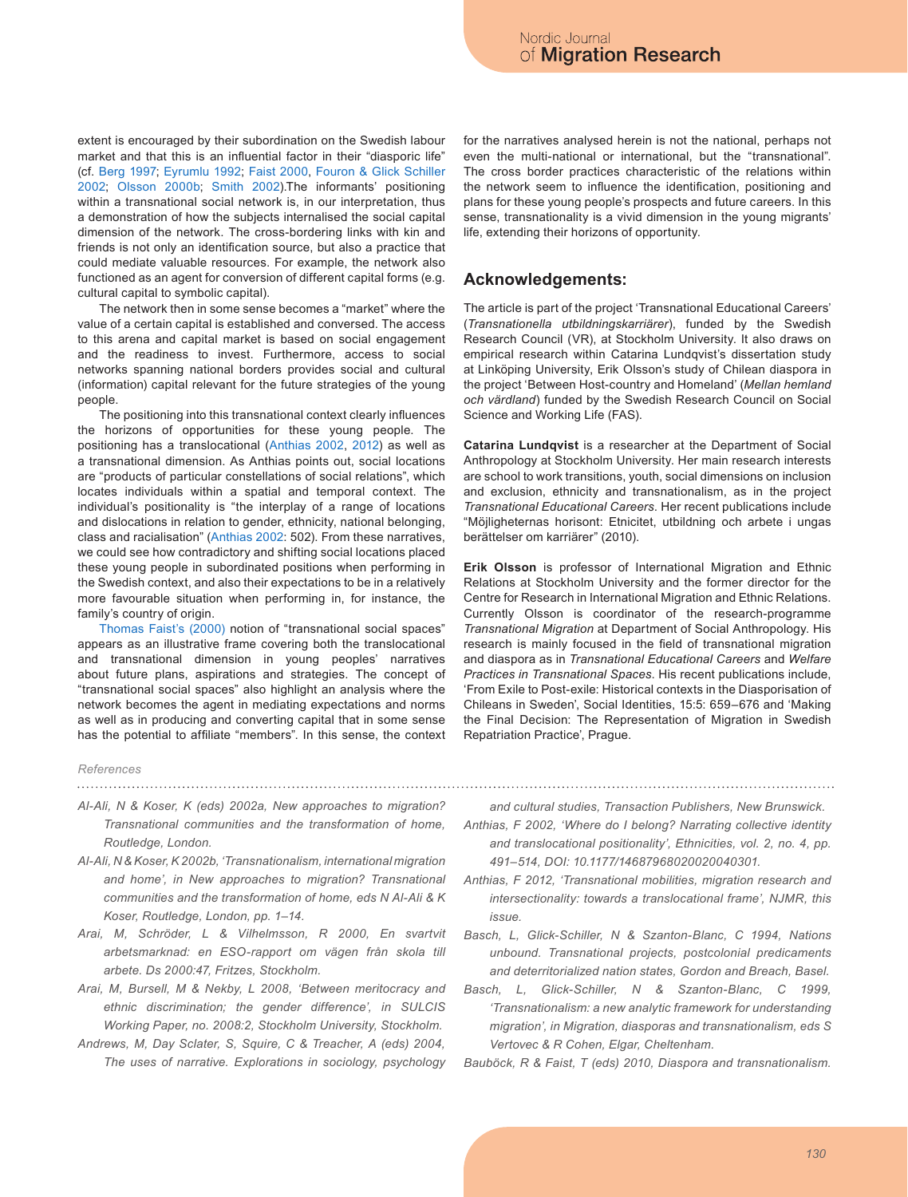extent is encouraged by their subordination on the Swedish labour market and that this is an influential factor in their "diasporic life" (cf. Berg 1997; Eyrumlu 1992; Faist 2000, Fouron & Glick Schiller 2002; Olsson 2000b; Smith 2002).The informants' positioning within a transnational social network is, in our interpretation, thus a demonstration of how the subjects internalised the social capital dimension of the network. The cross-bordering links with kin and friends is not only an identification source, but also a practice that could mediate valuable resources. For example, the network also functioned as an agent for conversion of different capital forms (e.g. cultural capital to symbolic capital).

The network then in some sense becomes a "market" where the value of a certain capital is established and conversed. The access to this arena and capital market is based on social engagement and the readiness to invest. Furthermore, access to social networks spanning national borders provides social and cultural (information) capital relevant for the future strategies of the young people.

The positioning into this transnational context clearly influences the horizons of opportunities for these young people. The positioning has a translocational (Anthias 2002, 2012) as well as a transnational dimension. As Anthias points out, social locations are "products of particular constellations of social relations", which locates individuals within a spatial and temporal context. The individual's positionality is "the interplay of a range of locations and dislocations in relation to gender, ethnicity, national belonging, class and racialisation" (Anthias 2002: 502). From these narratives, we could see how contradictory and shifting social locations placed these young people in subordinated positions when performing in the Swedish context, and also their expectations to be in a relatively more favourable situation when performing in, for instance, the family's country of origin.

Thomas Faist's (2000) notion of "transnational social spaces" appears as an illustrative frame covering both the translocational and transnational dimension in young peoples' narratives about future plans, aspirations and strategies. The concept of "transnational social spaces" also highlight an analysis where the network becomes the agent in mediating expectations and norms as well as in producing and converting capital that in some sense has the potential to affiliate "members". In this sense, the context for the narratives analysed herein is not the national, perhaps not even the multi-national or international, but the "transnational". The cross border practices characteristic of the relations within the network seem to influence the identification, positioning and plans for these young people's prospects and future careers. In this sense, transnationality is a vivid dimension in the young migrants' life, extending their horizons of opportunity.

## Acknowledgements:

The article is part of the project 'Transnational Educational Careers' (*Transnationella utbildningskarriärer*), funded by the Swedish Research Council (VR), at Stockholm University. It also draws on empirical research within Catarina Lundqvist's dissertation study at Linköping University, Erik Olsson's study of Chilean diaspora in the project 'Between Host-country and Homeland' (*Mellan hemland och värdland*) funded by the Swedish Research Council on Social Science and Working Life (FAS).

**Catarina Lundqvist** is a researcher at the Department of Social Anthropology at Stockholm University. Her main research interests are school to work transitions, youth, social dimensions on inclusion and exclusion, ethnicity and transnationalism, as in the project *Transnational Educational Careers*. Her recent publications include "Möjligheternas horisont: Etnicitet, utbildning och arbete i ungas berättelser om karriärer" (2010).

**Erik Olsson** is professor of International Migration and Ethnic Relations at Stockholm University and the former director for the Centre for Research in International Migration and Ethnic Relations. Currently Olsson is coordinator of the research-programme *Transnational Migration* at Department of Social Anthropology. His research is mainly focused in the field of transnational migration and diaspora as in *Transnational Educational Careers* and *Welfare Practices in Transnational Spaces*. His recent publications include, 'From Exile to Post-exile: Historical contexts in the Diasporisation of Chileans in Sweden', Social Identities, 15:5: 659–676 and 'Making the Final Decision: The Representation of Migration in Swedish Repatriation Practice', Prague.

*References*

*Al-Ali, N & Koser, K (eds) 2002a, New approaches to migration? Transnational communities and the transformation of home, Routledge, London.*

*Al-Ali, N & Koser, K 2002b, 'Transnationalism, international migration and home', in New approaches to migration? Transnational communities and the transformation of home, eds N Al-Ali & K Koser, Routledge, London, pp. 1–14.*

*Arai, M, Schröder, L & Vilhelmsson, R 2000, En svartvit arbetsmarknad: en ESO-rapport om vägen från skola till arbete. Ds 2000:47, Fritzes, Stockholm.*

*Arai, M, Bursell, M & Nekby, L 2008, 'Between meritocracy and ethnic discrimination; the gender difference', in SULCIS Working Paper, no. 2008:2, Stockholm University, Stockholm.*

*Andrews, M, Day Sclater, S, Squire, C & Treacher, A (eds) 2004, The uses of narrative. Explorations in sociology, psychology and cultural studies, Transaction Publishers, New Brunswick.*

*Anthias, F 2002, 'Where do I belong? Narrating collective identity and translocational positionality', Ethnicities, vol. 2, no. 4, pp. 491–514, DOI: 10.1177/14687968020020040301.*

*Anthias, F 2012, 'Transnational mobilities, migration research and intersectionality: towards a translocational frame', NJMR, this issue.*

*Basch, L, Glick-Schiller, N & Szanton-Blanc, C 1994, Nations unbound. Transnational projects, postcolonial predicaments and deterritorialized nation states, Gordon and Breach, Basel.*

*Basch, L, Glick-Schiller, N & Szanton-Blanc, C 1999, 'Transnationalism: a new analytic framework for understanding migration', in Migration, diasporas and transnationalism, eds S Vertovec & R Cohen, Elgar, Cheltenham.*

*Bauböck, R & Faist, T (eds) 2010, Diaspora and transnationalism.*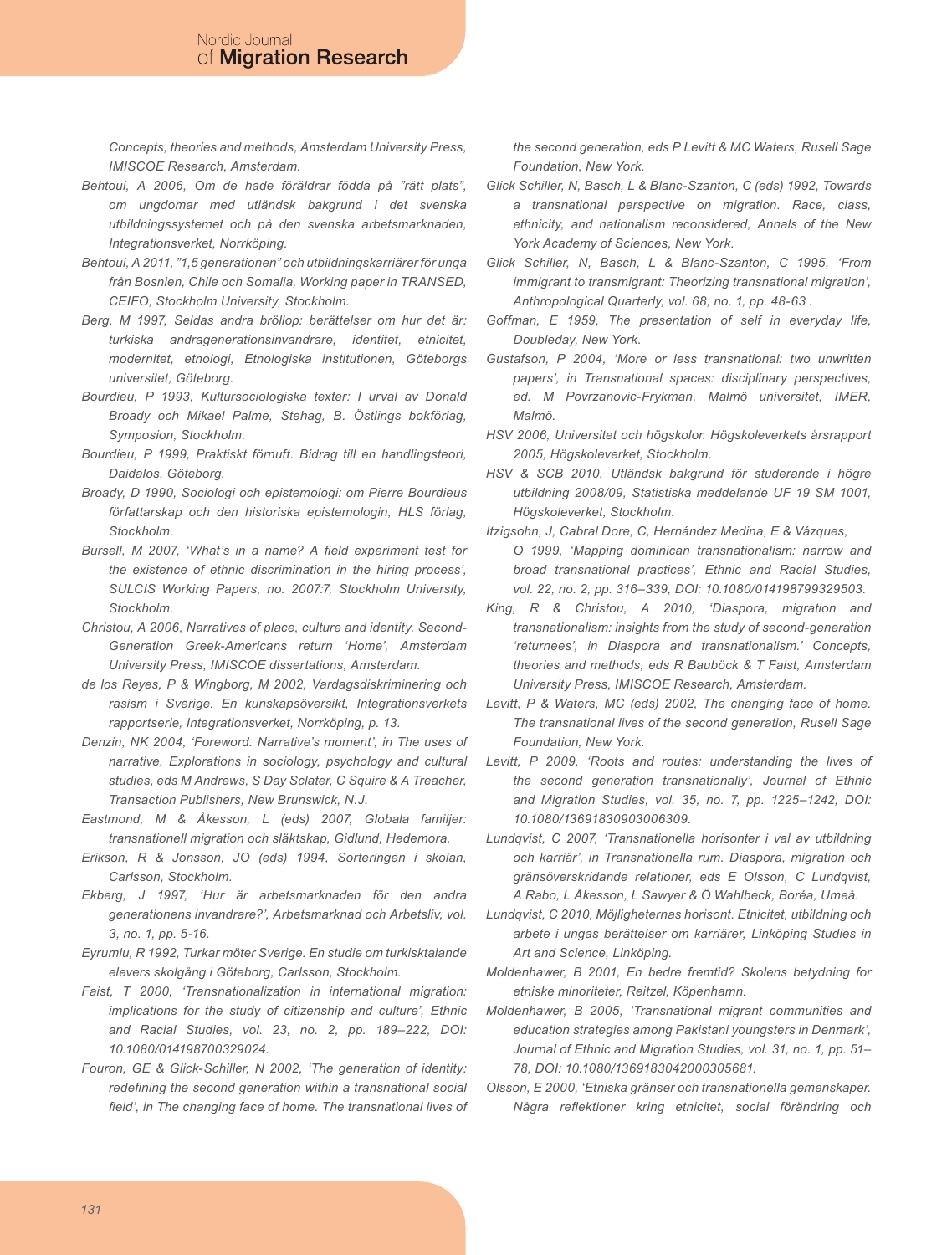Concepts, theories and methods, Amsterdam University Press, IMISCOE Research, Amsterdam.

Behtoui, A 2006, Om de hade föräldrar födda på "rätt plats", om ungdomar med utländsk bakgrund i det svenska utbildningssystemet och på den svenska arbetsmarknaden, Integrationsverket, Norrköping.

Behtoui, A 2011, "1,5 generationen" och utbildningskarriärer för unga från Bosnien, Chile och Somalia, Working paper in TRANSED, CEIFO, Stockholm University, Stockholm.

Berg, M 1997, Seldas andra bröllop: berättelser om hur det är: turkiska andragenerationsinvandrare, identitet, etnicitet, modernitet, etnologi, Etnologiska institutionen, Göteborgs universitet, Göteborg.

Bourdieu, P 1993, Kultursociologiska texter: I urval av Donald Broady och Mikael Palme, Stehag, B. Östlings bokförlag, Symposion, Stockholm.

Bourdieu, P 1999, Praktiskt förnuft. Bidrag till en handlingsteori, Daidalos, Göteborg.

Broady, D 1990, Sociologi och epistemologi: om Pierre Bourdieus författarskap och den historiska epistemologin, HLS förlag, Stockholm.

Bursell, M 2007, 'What's in a name? A field experiment test for the existence of ethnic discrimination in the hiring process', SULCIS Working Papers, no. 2007:7, Stockholm University, Stockholm.

Christou, A 2006, Narratives of place, culture and identity. Second-Generation Greek-Americans return 'Home', Amsterdam University Press, IMISCOE dissertations, Amsterdam.

de los Reyes, P & Wingborg, M 2002, Vardagsdiskriminering och rasism i Sverige. En kunskapsöversikt, Integrationsverkets rapportserie, Integrationsverket, Norrköping, p. 13.

Denzin, NK 2004, 'Foreword. Narrative's moment', in The uses of narrative. Explorations in sociology, psychology and cultural studies, eds M Andrews, S Day Sclater, C Squire & A Treacher, Transaction Publishers, New Brunswick, N.J.

Eastmond, M & Åkesson, L (eds) 2007, Globala familjer: transnationell migration och släktskap, Gidlund, Hedemora.

Erikson, R & Jonsson, JO (eds) 1994, Sorteringen i skolan, Carlsson, Stockholm.

Ekberg, J 1997, 'Hur är arbetsmarknaden för den andra generationens invandrare?', Arbetsmarknad och Arbetsliv, vol. 3, no. 1, pp. 5-16.

Eyrumlu, R 1992, Turkar möter Sverige. En studie om turkisktalande elevers skolgång i Göteborg, Carlsson, Stockholm.

Faist, T 2000, 'Transnationalization in international migration: implications for the study of citizenship and culture', Ethnic and Racial Studies, vol. 23, no. 2, pp. 189–222, DOI: 10.1080/014198700329024.

Fouron, GE & Glick-Schiller, N 2002, 'The generation of identity: redefining the second generation within a transnational social field', in The changing face of home. The transnational lives of the second generation, eds P Levitt & MC Waters, Rusell Sage Foundation, New York.

Glick Schiller, N, Basch, L & Blanc-Szanton, C (eds) 1992, Towards a transnational perspective on migration. Race, class, ethnicity, and nationalism reconsidered, Annals of the New York Academy of Sciences, New York.

Glick Schiller, N, Basch, L & Blanc-Szanton, C 1995, 'From immigrant to transmigrant: Theorizing transnational migration', Anthropological Quarterly, vol. 68, no. 1, pp. 48-63 .

Goffman, E 1959, The presentation of self in everyday life, Doubleday, New York.

Gustafson, P 2004, 'More or less transnational: two unwritten papers', in Transnational spaces: disciplinary perspectives, ed. M Povrzanovic-Frykman, Malmö universitet, IMER, Malmö.

HSV 2006, Universitet och högskolor. Högskoleverkets årsrapport 2005, Högskoleverket, Stockholm.

HSV & SCB 2010, Utländsk bakgrund för studerande i högre utbildning 2008/09, Statistiska meddelande UF 19 SM 1001, Högskoleverket, Stockholm.

Itzigsohn, J, Cabral Dore, C, Hernández Medina, E & Vázques, O 1999, 'Mapping dominican transnationalism: narrow and broad transnational practices', Ethnic and Racial Studies, vol. 22, no. 2, pp. 316–339, DOI: 10.1080/014198799329503.

King, R & Christou, A 2010, 'Diaspora, migration and transnationalism: insights from the study of second-generation 'returnees', in Diaspora and transnationalism.' Concepts, theories and methods, eds R Bauböck & T Faist, Amsterdam University Press, IMISCOE Research, Amsterdam.

Levitt, P & Waters, MC (eds) 2002, The changing face of home. The transnational lives of the second generation, Rusell Sage Foundation, New York.

Levitt, P 2009, 'Roots and routes: understanding the lives of the second generation transnationally', Journal of Ethnic and Migration Studies, vol. 35, no. 7, pp. 1225–1242, DOI: 10.1080/13691830903006309.

Lundqvist, C 2007, 'Transnationella horisonter i val av utbildning och karriär', in Transnationella rum. Diaspora, migration och gränsöverskridande relationer, eds E Olsson, C Lundqvist, A Rabo, L Åkesson, L Sawyer & Ö Wahlbeck, Boréa, Umeå.

Lundqvist, C 2010, Möjligheternas horisont. Etnicitet, utbildning och arbete i ungas berättelser om karriärer, Linköping Studies in Art and Science, Linköping.

Moldenhawer, B 2001, En bedre fremtid? Skolens betydning for etniske minoriteter, Reitzel, Köpenhamn.

Moldenhawer, B 2005, 'Transnational migrant communities and education strategies among Pakistani youngsters in Denmark', Journal of Ethnic and Migration Studies, vol. 31, no. 1, pp. 51–78, DOI: 10.1080/1369183042000305681.

Olsson, E 2000, 'Etniska gränser och transnationella gemenskaper. Några reflektioner kring etnicitet, social förändring och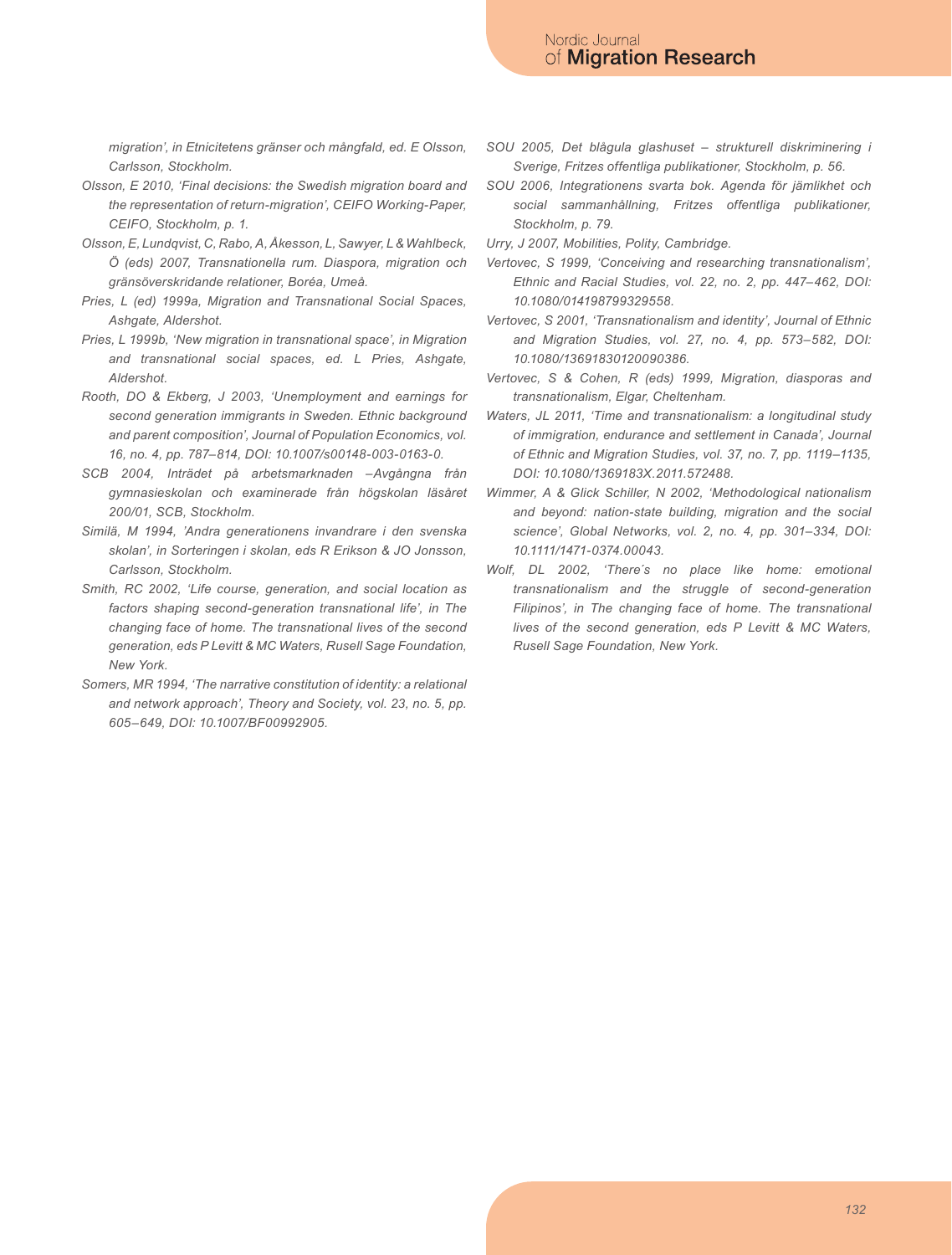*migration', in Etnicitetens gränser och mångfald, ed. E Olsson, Carlsson, Stockholm.*

*Olsson, E 2010, 'Final decisions: the Swedish migration board and the representation of return-migration', CEIFO Working-Paper, CEIFO, Stockholm, p. 1.*

*Olsson, E, Lundqvist, C, Rabo, A, Åkesson, L, Sawyer, L & Wahlbeck, Ö (eds) 2007, Transnationella rum. Diaspora, migration och gränsöverskridande relationer, Boréa, Umeå.*

*Pries, L (ed) 1999a, Migration and Transnational Social Spaces, Ashgate, Aldershot.*

*Pries, L 1999b, 'New migration in transnational space', in Migration and transnational social spaces, ed. L Pries, Ashgate, Aldershot.*

*Rooth, DO & Ekberg, J 2003, 'Unemployment and earnings for second generation immigrants in Sweden. Ethnic background and parent composition', Journal of Population Economics, vol. 16, no. 4, pp. 787–814, DOI: 10.1007/s00148-003-0163-0.*

*SCB 2004, Inträdet på arbetsmarknaden –Avgångna från gymnasieskolan och examinerade från högskolan läsåret 200/01, SCB, Stockholm.*

*Similä, M 1994, 'Andra generationens invandrare i den svenska skolan', in Sorteringen i skolan, eds R Erikson & JO Jonsson, Carlsson, Stockholm.*

*Smith, RC 2002, 'Life course, generation, and social location as factors shaping second-generation transnational life', in The changing face of home. The transnational lives of the second generation, eds P Levitt & MC Waters, Rusell Sage Foundation, New York.*

*Somers, MR 1994, 'The narrative constitution of identity: a relational and network approach', Theory and Society, vol. 23, no. 5, pp. 605–649, DOI: 10.1007/BF00992905.*

*SOU 2005, Det blågula glashuset – strukturell diskriminering i Sverige, Fritzes offentliga publikationer, Stockholm, p. 56.*

*SOU 2006, Integrationens svarta bok. Agenda för jämlikhet och social sammanhållning, Fritzes offentliga publikationer, Stockholm, p. 79.*

*Urry, J 2007, Mobilities, Polity, Cambridge.*

*Vertovec, S 1999, 'Conceiving and researching transnationalism', Ethnic and Racial Studies, vol. 22, no. 2, pp. 447–462, DOI: 10.1080/014198799329558.*

*Vertovec, S 2001, 'Transnationalism and identity', Journal of Ethnic and Migration Studies, vol. 27, no. 4, pp. 573–582, DOI: 10.1080/13691830120090386.*

*Vertovec, S & Cohen, R (eds) 1999, Migration, diasporas and transnationalism, Elgar, Cheltenham.*

*Waters, JL 2011, 'Time and transnationalism: a longitudinal study of immigration, endurance and settlement in Canada', Journal of Ethnic and Migration Studies, vol. 37, no. 7, pp. 1119–1135, DOI: 10.1080/1369183X.2011.572488.*

*Wimmer, A & Glick Schiller, N 2002, 'Methodological nationalism and beyond: nation-state building, migration and the social science', Global Networks, vol. 2, no. 4, pp. 301–334, DOI: 10.1111/1471-0374.00043.*

*Wolf, DL 2002, 'There´s no place like home: emotional transnationalism and the struggle of second-generation Filipinos', in The changing face of home. The transnational lives of the second generation, eds P Levitt & MC Waters, Rusell Sage Foundation, New York.*